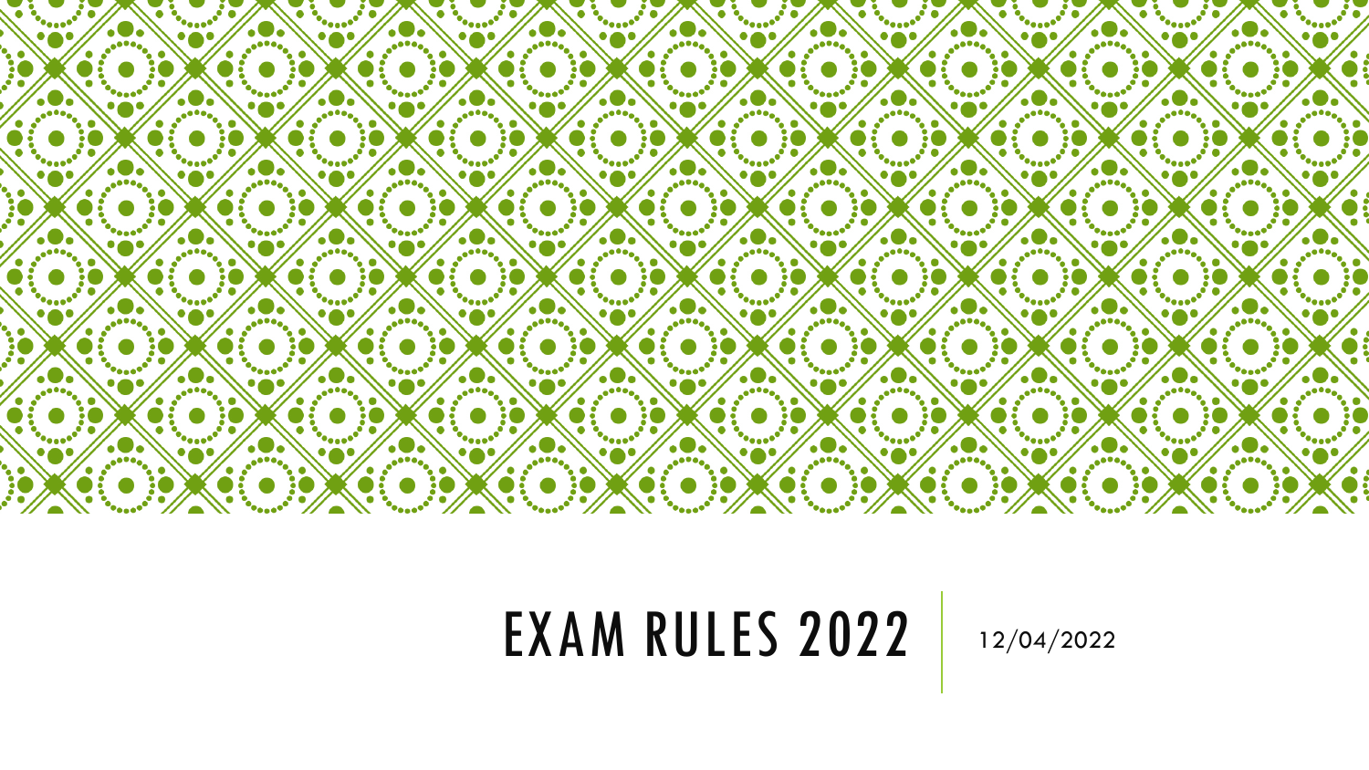# EXAM RULES 2022

12/04/2022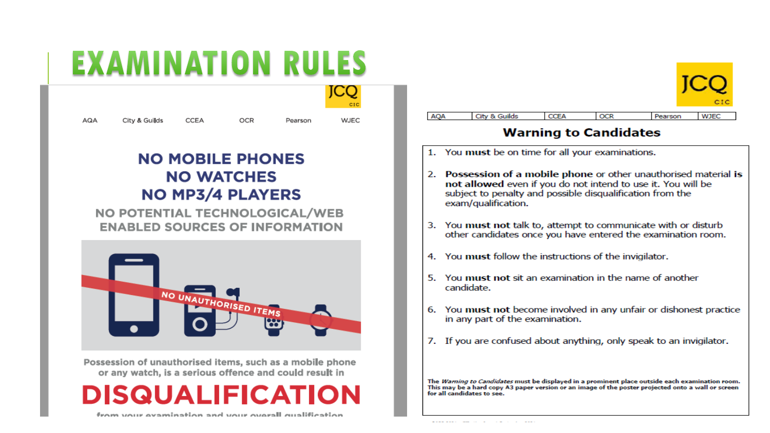# EXAMINATION RULES

JCQ CIC

AQA | City & Guilds | CCEA | OCR | Pearson | WJEC

## NO MOBILE PHONES
## NO WATCHES
## NO MP3/4 PLAYERS

### NO POTENTIAL TECHNOLOGICAL/WEB ENABLED SOURCES OF INFORMATION

NO UNAUTHORISED ITEMS

Possession of unauthorised items, such as a mobile phone or any watch, is a serious offence and could result in

## DISQUALIFICATION

from your examination and your overall qualification

---

JCQ CIC

| AQA | City & Guilds | CCEA | OCR | Pearson | WJEC |
|---|---|---|---|---|---|

## Warning to Candidates

1. You **must** be on time for all your examinations.
2. **Possession of a mobile phone** or other unauthorised material **is not allowed** even if you do not intend to use it. You will be subject to penalty and possible disqualification from the exam/qualification.
3. You **must not** talk to, attempt to communicate with or disturb other candidates once you have entered the examination room.
4. You **must** follow the instructions of the invigilator.
5. You **must not** sit an examination in the name of another candidate.
6. You **must not** become involved in any unfair or dishonest practice in any part of the examination.
7. If you are confused about anything, only speak to an invigilator.

**The *Warning to Candidates* must be displayed in a prominent place outside each examination room. This may be a hard copy A3 paper version or an image of the poster projected onto a wall or screen for all candidates to see.**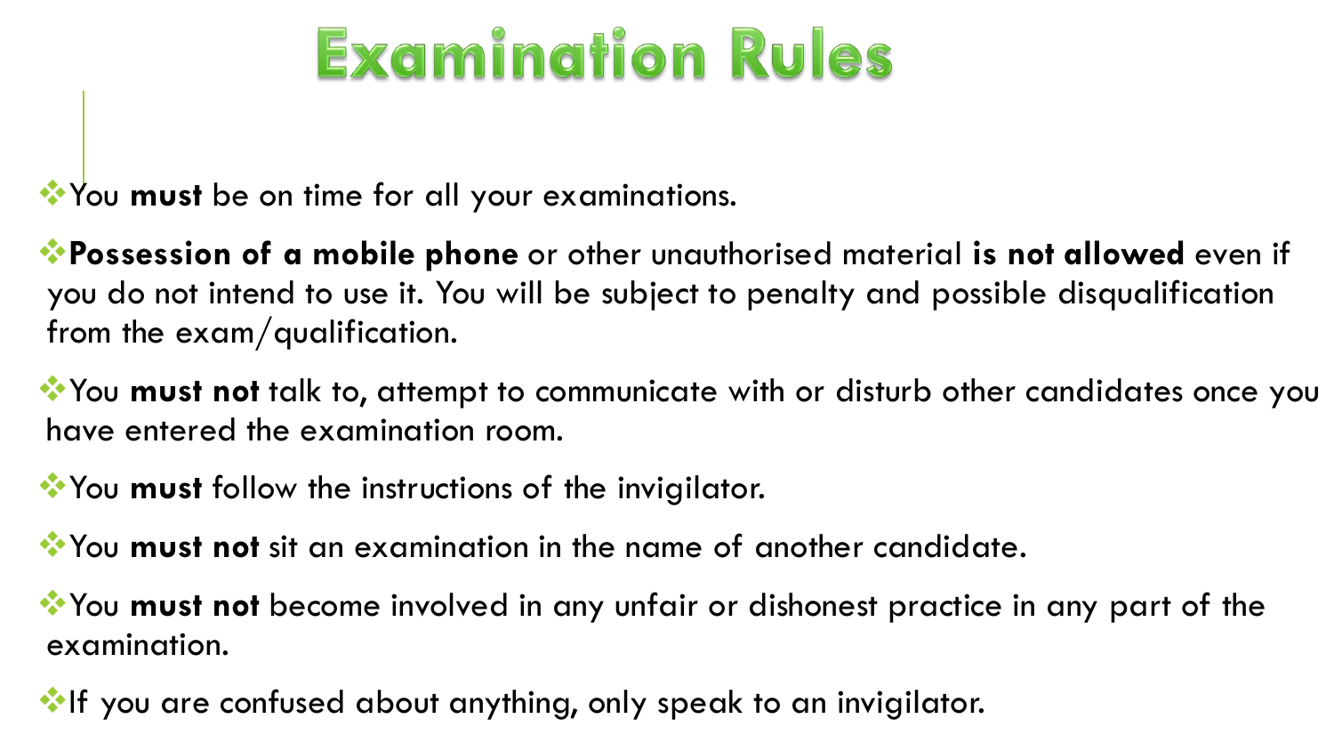# Examination Rules

- You **must** be on time for all your examinations.
- **Possession of a mobile phone** or other unauthorised material **is not allowed** even if you do not intend to use it. You will be subject to penalty and possible disqualification from the exam/qualification.
- You **must not** talk to, attempt to communicate with or disturb other candidates once you have entered the examination room.
- You **must** follow the instructions of the invigilator.
- You **must not** sit an examination in the name of another candidate.
- You **must not** become involved in any unfair or dishonest practice in any part of the examination.
- If you are confused about anything, only speak to an invigilator.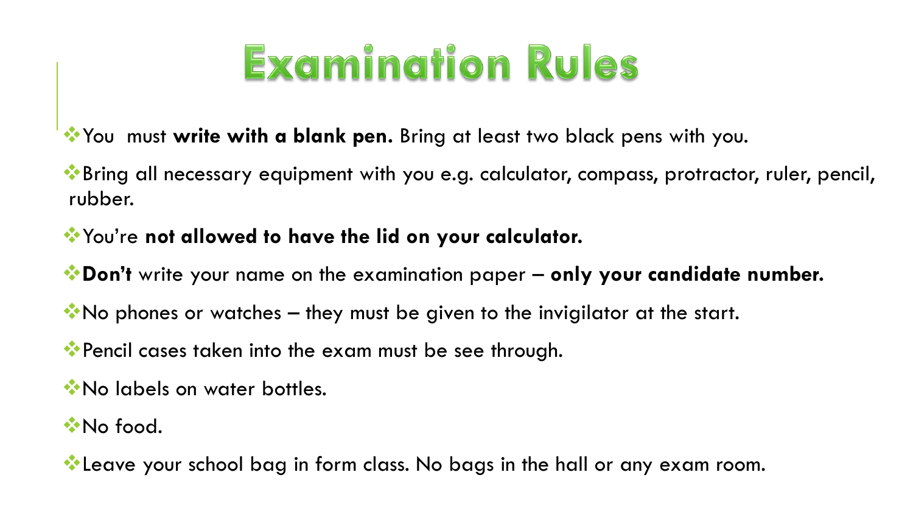# Examination Rules

- You  must **write with a blank pen.** Bring at least two black pens with you.
- Bring all necessary equipment with you e.g. calculator, compass, protractor, ruler, pencil, rubber.
- You're **not allowed to have the lid on your calculator.**
- **Don't** write your name on the examination paper – **only your candidate number.**
- No phones or watches – they must be given to the invigilator at the start.
- Pencil cases taken into the exam must be see through.
- No labels on water bottles.
- No food.
- Leave your school bag in form class. No bags in the hall or any exam room.